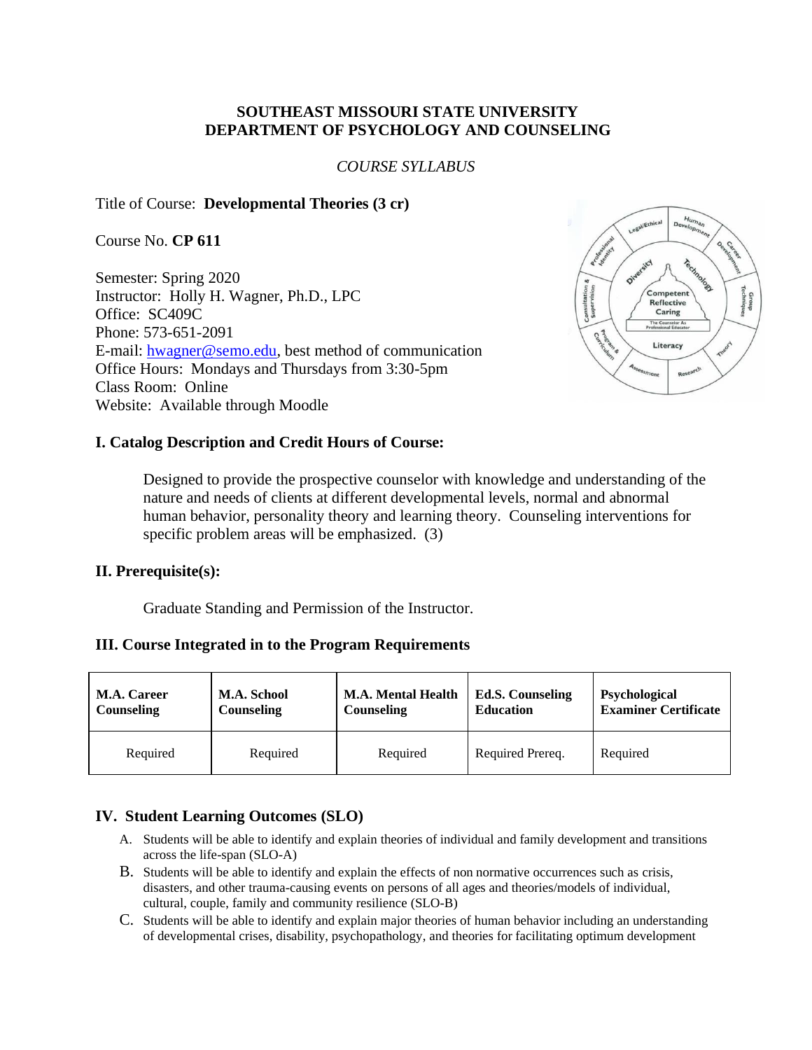**SOUTHEAST MISSOURI STATE UNIVERSITY**
**DEPARTMENT OF PSYCHOLOGY AND COUNSELING**

*COURSE SYLLABUS*

Title of Course: **Developmental Theories (3 cr)**

Course No. **CP 611**

Semester: Spring 2020
Instructor: Holly H. Wagner, Ph.D., LPC
Office: SC409C
Phone: 573-651-2091
E-mail: hwagner@semo.edu, best method of communication
Office Hours: Mondays and Thursdays from 3:30-5pm
Class Room: Online
Website: Available through Moodle

## I. Catalog Description and Credit Hours of Course:

Designed to provide the prospective counselor with knowledge and understanding of the nature and needs of clients at different developmental levels, normal and abnormal human behavior, personality theory and learning theory. Counseling interventions for specific problem areas will be emphasized. (3)

## II. Prerequisite(s):

Graduate Standing and Permission of the Instructor.

## III. Course Integrated in to the Program Requirements

| M.A. Career Counseling | M.A. School Counseling | M.A. Mental Health Counseling | Ed.S. Counseling Education | Psychological Examiner Certificate |
|---|---|---|---|---|
| Required | Required | Required | Required Prereq. | Required |

## IV. Student Learning Outcomes (SLO)

A. Students will be able to identify and explain theories of individual and family development and transitions across the life-span (SLO-A)
B. Students will be able to identify and explain the effects of non normative occurrences such as crisis, disasters, and other trauma-causing events on persons of all ages and theories/models of individual, cultural, couple, family and community resilience (SLO-B)
C. Students will be able to identify and explain major theories of human behavior including an understanding of developmental crises, disability, psychopathology, and theories for facilitating optimum development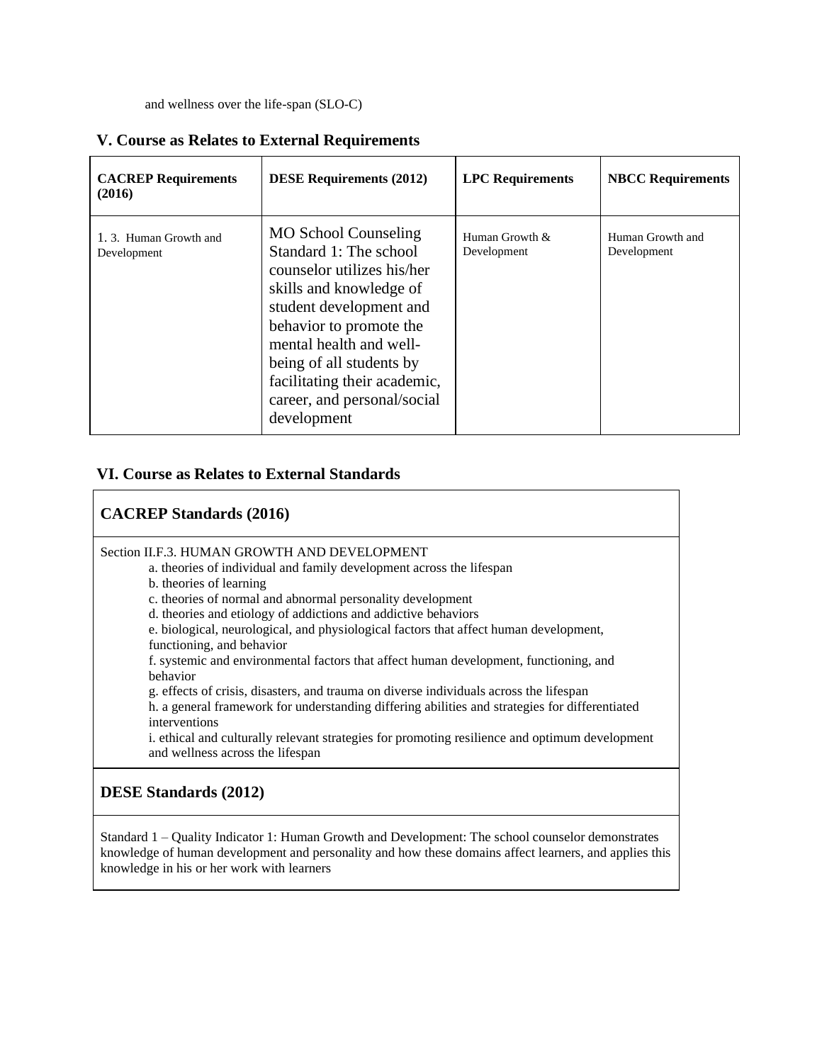and wellness over the life-span (SLO-C)

## V. Course as Relates to External Requirements

| CACREP Requirements (2016) | DESE Requirements (2012) | LPC Requirements | NBCC Requirements |
| --- | --- | --- | --- |
| 1. 3. Human Growth and Development | MO School Counseling Standard 1: The school counselor utilizes his/her skills and knowledge of student development and behavior to promote the mental health and well-being of all students by facilitating their academic, career, and personal/social development | Human Growth & Development | Human Growth and Development |

## VI. Course as Relates to External Standards

### CACREP Standards (2016)

Section II.F.3. HUMAN GROWTH AND DEVELOPMENT

- a. theories of individual and family development across the lifespan
- b. theories of learning
- c. theories of normal and abnormal personality development
- d. theories and etiology of addictions and addictive behaviors
- e. biological, neurological, and physiological factors that affect human development, functioning, and behavior
- f. systemic and environmental factors that affect human development, functioning, and behavior
- g. effects of crisis, disasters, and trauma on diverse individuals across the lifespan
- h. a general framework for understanding differing abilities and strategies for differentiated interventions
- i. ethical and culturally relevant strategies for promoting resilience and optimum development and wellness across the lifespan

### DESE Standards (2012)

Standard 1 – Quality Indicator 1: Human Growth and Development: The school counselor demonstrates knowledge of human development and personality and how these domains affect learners, and applies this knowledge in his or her work with learners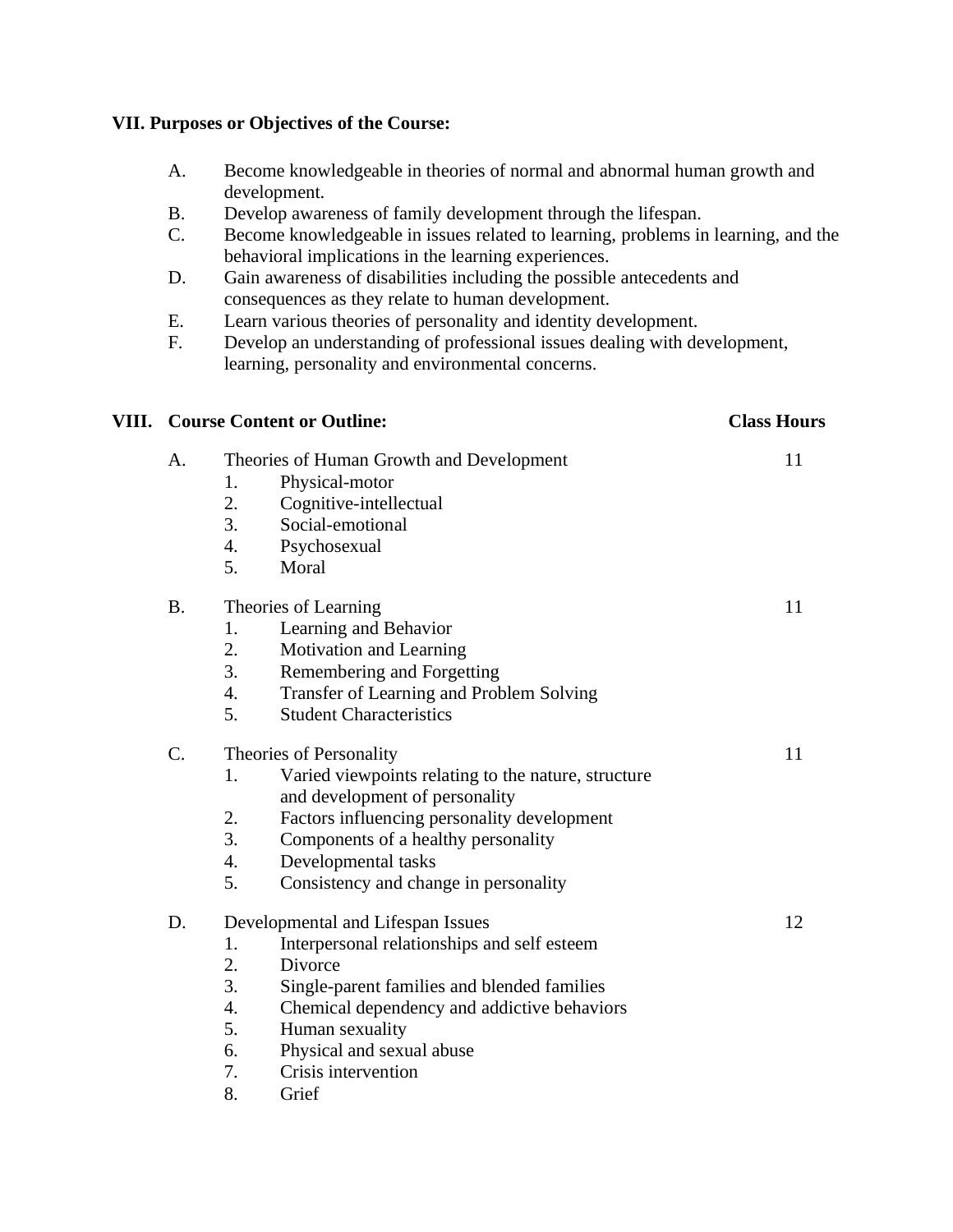### VII. Purposes or Objectives of the Course:

A. Become knowledgeable in theories of normal and abnormal human growth and development.
B. Develop awareness of family development through the lifespan.
C. Become knowledgeable in issues related to learning, problems in learning, and the behavioral implications in the learning experiences.
D. Gain awareness of disabilities including the possible antecedents and consequences as they relate to human development.
E. Learn various theories of personality and identity development.
F. Develop an understanding of professional issues dealing with development, learning, personality and environmental concerns.

### VIII. Course Content or Outline:

| Course Content or Outline | Class Hours |
|---|---|
| A. Theories of Human Growth and Development<br>1. Physical-motor<br>2. Cognitive-intellectual<br>3. Social-emotional<br>4. Psychosexual<br>5. Moral | 11 |
| B. Theories of Learning<br>1. Learning and Behavior<br>2. Motivation and Learning<br>3. Remembering and Forgetting<br>4. Transfer of Learning and Problem Solving<br>5. Student Characteristics | 11 |
| C. Theories of Personality<br>1. Varied viewpoints relating to the nature, structure and development of personality<br>2. Factors influencing personality development<br>3. Components of a healthy personality<br>4. Developmental tasks<br>5. Consistency and change in personality | 11 |
| D. Developmental and Lifespan Issues<br>1. Interpersonal relationships and self esteem<br>2. Divorce<br>3. Single-parent families and blended families<br>4. Chemical dependency and addictive behaviors<br>5. Human sexuality<br>6. Physical and sexual abuse<br>7. Crisis intervention<br>8. Grief | 12 |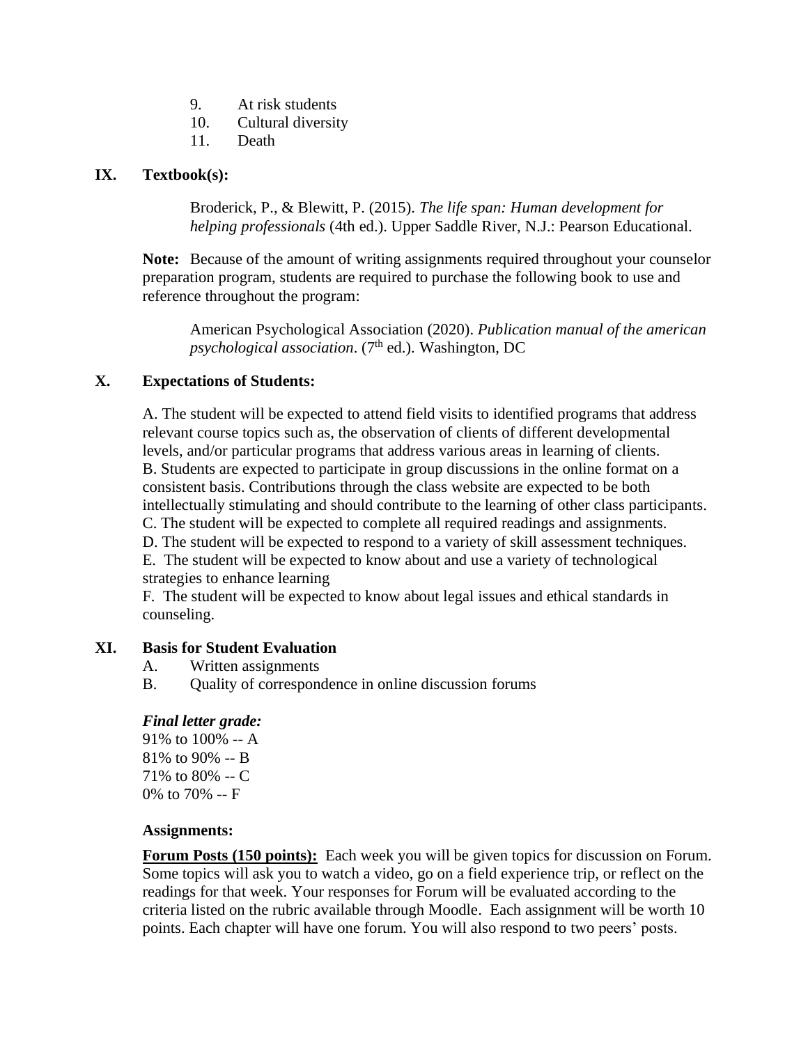9. At risk students
10. Cultural diversity
11. Death

## IX. Textbook(s):

Broderick, P., & Blewitt, P. (2015). *The life span: Human development for helping professionals* (4th ed.). Upper Saddle River, N.J.: Pearson Educational.

**Note:** Because of the amount of writing assignments required throughout your counselor preparation program, students are required to purchase the following book to use and reference throughout the program:

American Psychological Association (2020). *Publication manual of the american psychological association*. (7th ed.). Washington, DC

## X. Expectations of Students:

A. The student will be expected to attend field visits to identified programs that address relevant course topics such as, the observation of clients of different developmental levels, and/or particular programs that address various areas in learning of clients.
B. Students are expected to participate in group discussions in the online format on a consistent basis. Contributions through the class website are expected to be both intellectually stimulating and should contribute to the learning of other class participants.
C. The student will be expected to complete all required readings and assignments.
D. The student will be expected to respond to a variety of skill assessment techniques.
E. The student will be expected to know about and use a variety of technological strategies to enhance learning
F. The student will be expected to know about legal issues and ethical standards in counseling.

## XI. Basis for Student Evaluation

A. Written assignments
B. Quality of correspondence in online discussion forums

***Final letter grade:***

91% to 100% -- A
81% to 90% -- B
71% to 80% -- C
0% to 70% -- F

**Assignments:**

**Forum Posts (150 points):** Each week you will be given topics for discussion on Forum. Some topics will ask you to watch a video, go on a field experience trip, or reflect on the readings for that week. Your responses for Forum will be evaluated according to the criteria listed on the rubric available through Moodle. Each assignment will be worth 10 points. Each chapter will have one forum. You will also respond to two peers' posts.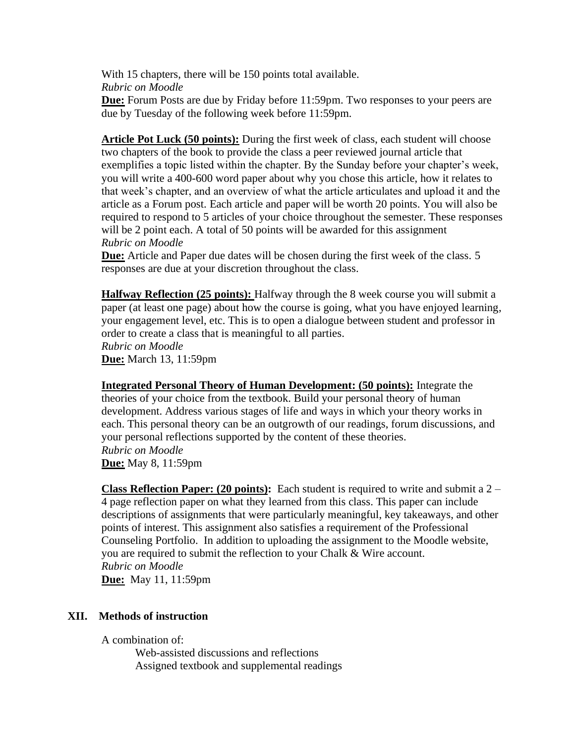With 15 chapters, there will be 150 points total available.
*Rubric on Moodle*
**Due:** Forum Posts are due by Friday before 11:59pm. Two responses to your peers are due by Tuesday of the following week before 11:59pm.

**Article Pot Luck (50 points):** During the first week of class, each student will choose two chapters of the book to provide the class a peer reviewed journal article that exemplifies a topic listed within the chapter. By the Sunday before your chapter's week, you will write a 400-600 word paper about why you chose this article, how it relates to that week's chapter, and an overview of what the article articulates and upload it and the article as a Forum post. Each article and paper will be worth 20 points. You will also be required to respond to 5 articles of your choice throughout the semester. These responses will be 2 point each. A total of 50 points will be awarded for this assignment
*Rubric on Moodle*
**Due:** Article and Paper due dates will be chosen during the first week of the class. 5 responses are due at your discretion throughout the class.

**Halfway Reflection (25 points):** Halfway through the 8 week course you will submit a paper (at least one page) about how the course is going, what you have enjoyed learning, your engagement level, etc. This is to open a dialogue between student and professor in order to create a class that is meaningful to all parties.
*Rubric on Moodle*
**Due:** March 13, 11:59pm

**Integrated Personal Theory of Human Development: (50 points):** Integrate the theories of your choice from the textbook. Build your personal theory of human development. Address various stages of life and ways in which your theory works in each. This personal theory can be an outgrowth of our readings, forum discussions, and your personal reflections supported by the content of these theories.
*Rubric on Moodle*
**Due:** May 8, 11:59pm

**Class Reflection Paper: (20 points):** Each student is required to write and submit a 2 – 4 page reflection paper on what they learned from this class. This paper can include descriptions of assignments that were particularly meaningful, key takeaways, and other points of interest. This assignment also satisfies a requirement of the Professional Counseling Portfolio. In addition to uploading the assignment to the Moodle website, you are required to submit the reflection to your Chalk & Wire account.
*Rubric on Moodle*
**Due:** May 11, 11:59pm

## XII. Methods of instruction

A combination of:

- Web-assisted discussions and reflections
- Assigned textbook and supplemental readings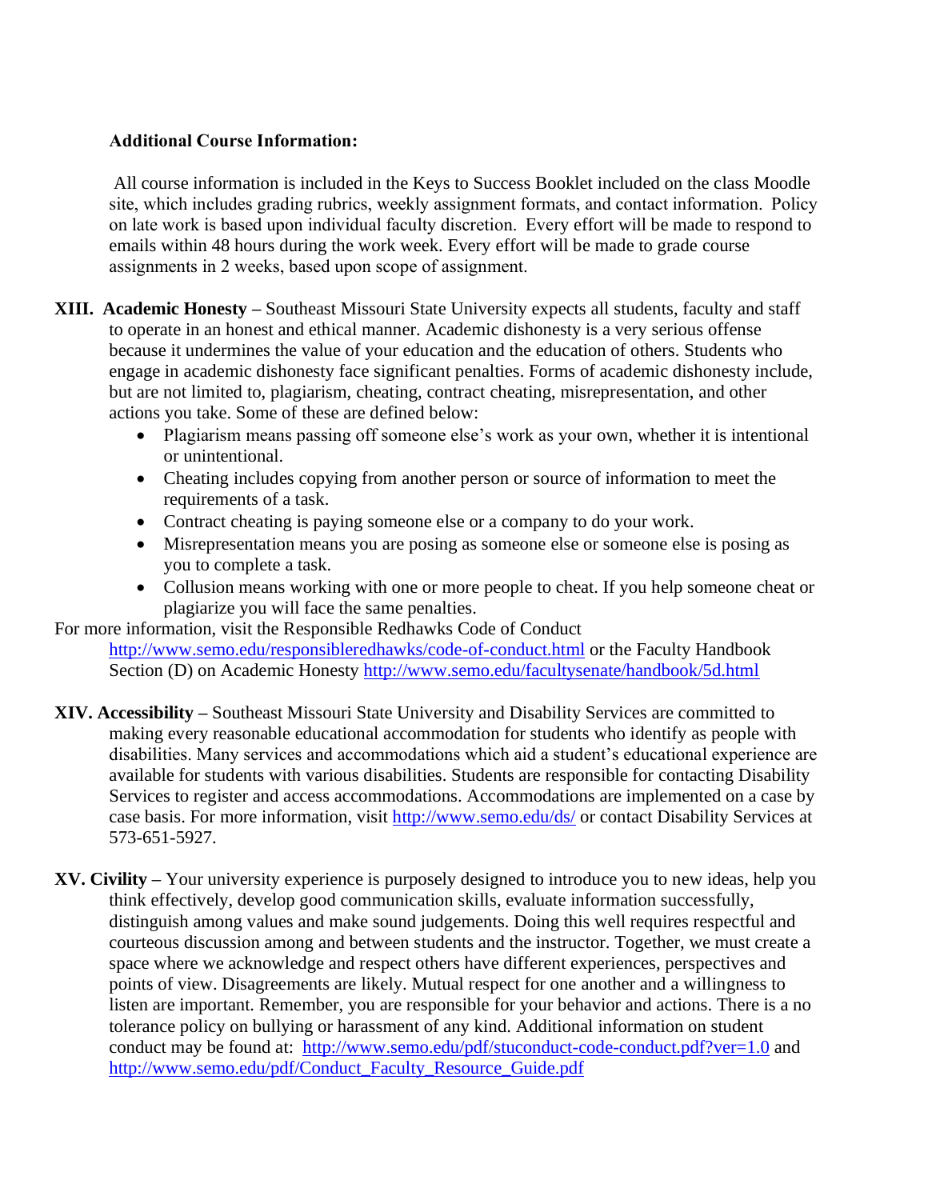**Additional Course Information:**

All course information is included in the Keys to Success Booklet included on the class Moodle site, which includes grading rubrics, weekly assignment formats, and contact information. Policy on late work is based upon individual faculty discretion. Every effort will be made to respond to emails within 48 hours during the work week. Every effort will be made to grade course assignments in 2 weeks, based upon scope of assignment.

**XIII. Academic Honesty** – Southeast Missouri State University expects all students, faculty and staff to operate in an honest and ethical manner. Academic dishonesty is a very serious offense because it undermines the value of your education and the education of others. Students who engage in academic dishonesty face significant penalties. Forms of academic dishonesty include, but are not limited to, plagiarism, cheating, contract cheating, misrepresentation, and other actions you take. Some of these are defined below:

- Plagiarism means passing off someone else's work as your own, whether it is intentional or unintentional.
- Cheating includes copying from another person or source of information to meet the requirements of a task.
- Contract cheating is paying someone else or a company to do your work.
- Misrepresentation means you are posing as someone else or someone else is posing as you to complete a task.
- Collusion means working with one or more people to cheat. If you help someone cheat or plagiarize you will face the same penalties.

For more information, visit the Responsible Redhawks Code of Conduct http://www.semo.edu/responsibleredhawks/code-of-conduct.html or the Faculty Handbook Section (D) on Academic Honesty http://www.semo.edu/facultysenate/handbook/5d.html

**XIV. Accessibility** – Southeast Missouri State University and Disability Services are committed to making every reasonable educational accommodation for students who identify as people with disabilities. Many services and accommodations which aid a student's educational experience are available for students with various disabilities. Students are responsible for contacting Disability Services to register and access accommodations. Accommodations are implemented on a case by case basis. For more information, visit http://www.semo.edu/ds/ or contact Disability Services at 573-651-5927.

**XV. Civility** – Your university experience is purposely designed to introduce you to new ideas, help you think effectively, develop good communication skills, evaluate information successfully, distinguish among values and make sound judgements. Doing this well requires respectful and courteous discussion among and between students and the instructor. Together, we must create a space where we acknowledge and respect others have different experiences, perspectives and points of view. Disagreements are likely. Mutual respect for one another and a willingness to listen are important. Remember, you are responsible for your behavior and actions. There is a no tolerance policy on bullying or harassment of any kind. Additional information on student conduct may be found at: http://www.semo.edu/pdf/stuconduct-code-conduct.pdf?ver=1.0 and http://www.semo.edu/pdf/Conduct_Faculty_Resource_Guide.pdf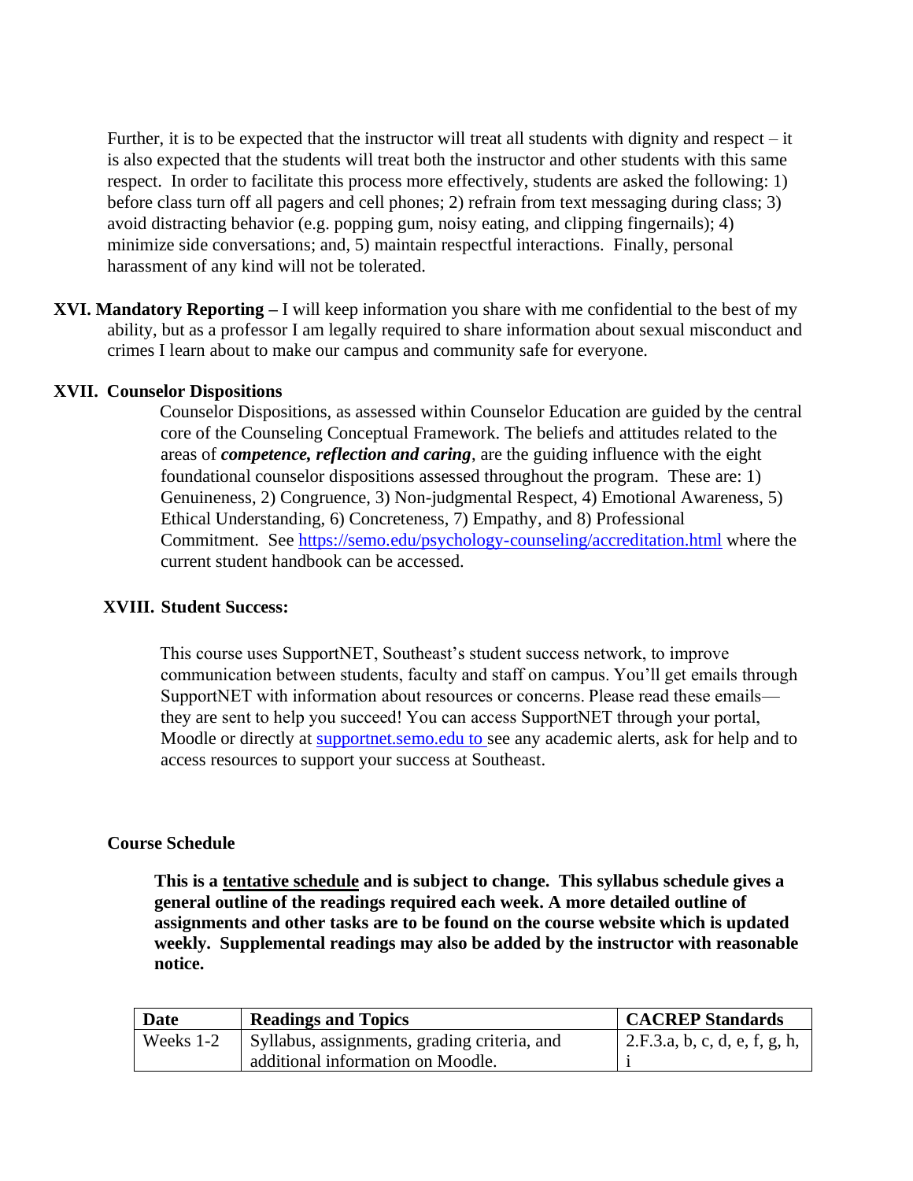Further, it is to be expected that the instructor will treat all students with dignity and respect – it is also expected that the students will treat both the instructor and other students with this same respect. In order to facilitate this process more effectively, students are asked the following: 1) before class turn off all pagers and cell phones; 2) refrain from text messaging during class; 3) avoid distracting behavior (e.g. popping gum, noisy eating, and clipping fingernails); 4) minimize side conversations; and, 5) maintain respectful interactions. Finally, personal harassment of any kind will not be tolerated.

**XVI. Mandatory Reporting –** I will keep information you share with me confidential to the best of my ability, but as a professor I am legally required to share information about sexual misconduct and crimes I learn about to make our campus and community safe for everyone.

**XVII. Counselor Dispositions**

Counselor Dispositions, as assessed within Counselor Education are guided by the central core of the Counseling Conceptual Framework. The beliefs and attitudes related to the areas of ***competence, reflection and caring***, are the guiding influence with the eight foundational counselor dispositions assessed throughout the program. These are: 1) Genuineness, 2) Congruence, 3) Non-judgmental Respect, 4) Emotional Awareness, 5) Ethical Understanding, 6) Concreteness, 7) Empathy, and 8) Professional Commitment. See https://semo.edu/psychology-counseling/accreditation.html where the current student handbook can be accessed.

**XVIII. Student Success:**

This course uses SupportNET, Southeast's student success network, to improve communication between students, faculty and staff on campus. You'll get emails through SupportNET with information about resources or concerns. Please read these emails—they are sent to help you succeed! You can access SupportNET through your portal, Moodle or directly at supportnet.semo.edu to see any academic alerts, ask for help and to access resources to support your success at Southeast.

**Course Schedule**

**This is a tentative schedule and is subject to change. This syllabus schedule gives a general outline of the readings required each week. A more detailed outline of assignments and other tasks are to be found on the course website which is updated weekly. Supplemental readings may also be added by the instructor with reasonable notice.**

| Date | Readings and Topics | CACREP Standards |
| --- | --- | --- |
| Weeks 1-2 | Syllabus, assignments, grading criteria, and additional information on Moodle. | 2.F.3.a, b, c, d, e, f, g, h, i |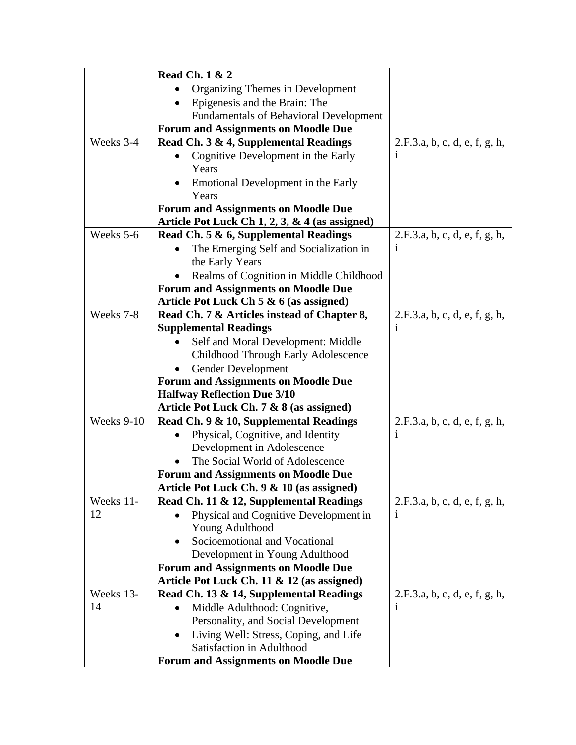| | | |
|---|---|---|
| | **Read Ch. 1 & 2**<br>• Organizing Themes in Development<br>• Epigenesis and the Brain: The Fundamentals of Behavioral Development<br>**Forum and Assignments on Moodle Due** | |
| Weeks 3-4 | **Read Ch. 3 & 4, Supplemental Readings**<br>• Cognitive Development in the Early Years<br>• Emotional Development in the Early Years<br>**Forum and Assignments on Moodle Due**<br>**Article Pot Luck Ch 1, 2, 3, & 4 (as assigned)** | 2.F.3.a, b, c, d, e, f, g, h, i |
| Weeks 5-6 | **Read Ch. 5 & 6, Supplemental Readings**<br>• The Emerging Self and Socialization in the Early Years<br>• Realms of Cognition in Middle Childhood<br>**Forum and Assignments on Moodle Due**<br>**Article Pot Luck Ch 5 & 6 (as assigned)** | 2.F.3.a, b, c, d, e, f, g, h, i |
| Weeks 7-8 | **Read Ch. 7 & Articles instead of Chapter 8, Supplemental Readings**<br>• Self and Moral Development: Middle Childhood Through Early Adolescence<br>• Gender Development<br>**Forum and Assignments on Moodle Due**<br>**Halfway Reflection Due 3/10**<br>**Article Pot Luck Ch. 7 & 8 (as assigned)** | 2.F.3.a, b, c, d, e, f, g, h, i |
| Weeks 9-10 | **Read Ch. 9 & 10, Supplemental Readings**<br>• Physical, Cognitive, and Identity Development in Adolescence<br>• The Social World of Adolescence<br>**Forum and Assignments on Moodle Due**<br>**Article Pot Luck Ch. 9 & 10 (as assigned)** | 2.F.3.a, b, c, d, e, f, g, h, i |
| Weeks 11-12 | **Read Ch. 11 & 12, Supplemental Readings**<br>• Physical and Cognitive Development in Young Adulthood<br>• Socioemotional and Vocational Development in Young Adulthood<br>**Forum and Assignments on Moodle Due**<br>**Article Pot Luck Ch. 11 & 12 (as assigned)** | 2.F.3.a, b, c, d, e, f, g, h, i |
| Weeks 13-14 | **Read Ch. 13 & 14, Supplemental Readings**<br>• Middle Adulthood: Cognitive, Personality, and Social Development<br>• Living Well: Stress, Coping, and Life Satisfaction in Adulthood<br>**Forum and Assignments on Moodle Due** | 2.F.3.a, b, c, d, e, f, g, h, i |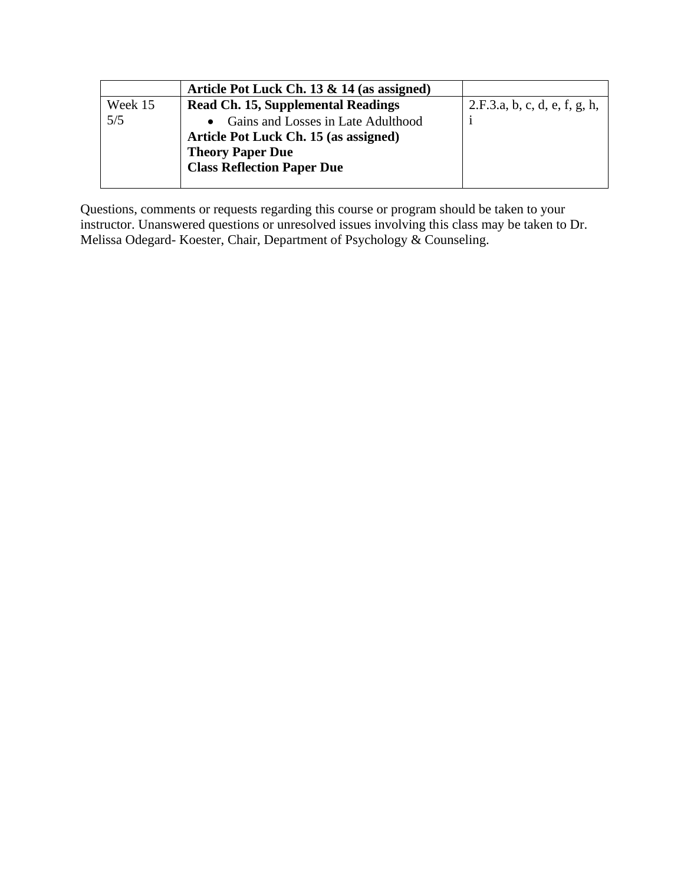| | | |
|---|---|---|
| | **Article Pot Luck Ch. 13 & 14 (as assigned)** | |
| Week 15<br>5/5 | **Read Ch. 15, Supplemental Readings**<br>• Gains and Losses in Late Adulthood<br>**Article Pot Luck Ch. 15 (as assigned)**<br>**Theory Paper Due**<br>**Class Reflection Paper Due** | 2.F.3.a, b, c, d, e, f, g, h, i |

Questions, comments or requests regarding this course or program should be taken to your instructor. Unanswered questions or unresolved issues involving this class may be taken to Dr. Melissa Odegard- Koester, Chair, Department of Psychology & Counseling.